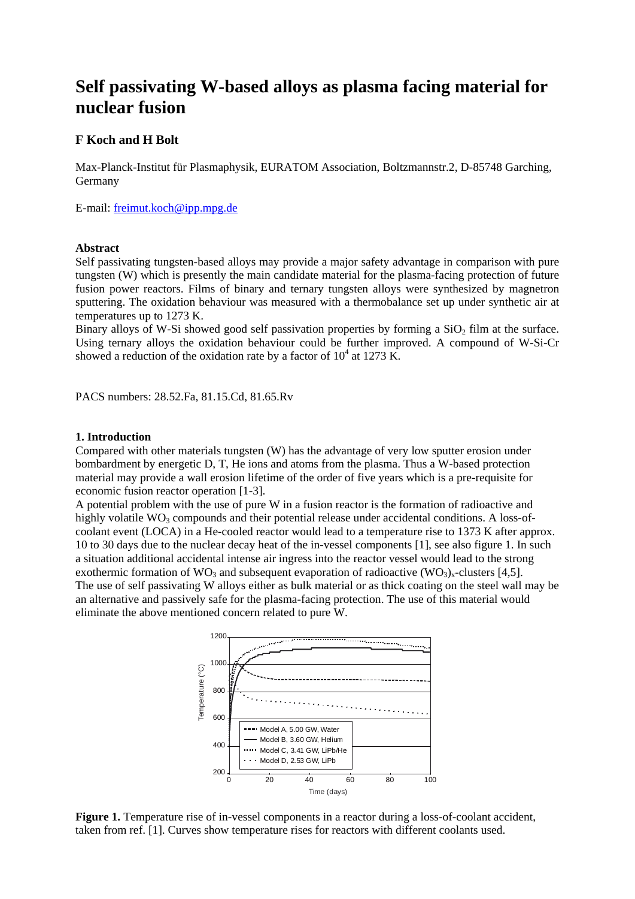# Self passivating W-based alloys as plasma facing material for nuclear fusion

**F Koch and H Bolt**

Max-Planck-Institut für Plasmaphysik, EURATOM Association, Boltzmannstr.2, D-85748 Garching, Germany

E-mail: freimut.koch@ipp.mpg.de

**Abstract**

Self passivating tungsten-based alloys may provide a major safety advantage in comparison with pure tungsten (W) which is presently the main candidate material for the plasma-facing protection of future fusion power reactors. Films of binary and ternary tungsten alloys were synthesized by magnetron sputtering. The oxidation behaviour was measured with a thermobalance set up under synthetic air at temperatures up to 1273 K.

Binary alloys of W-Si showed good self passivation properties by forming a $SiO_2$ film at the surface. Using ternary alloys the oxidation behaviour could be further improved. A compound of W-Si-Cr showed a reduction of the oxidation rate by a factor of $10^4$ at 1273 K.

PACS numbers: 28.52.Fa, 81.15.Cd, 81.65.Rv

## 1. Introduction

Compared with other materials tungsten (W) has the advantage of very low sputter erosion under bombardment by energetic D, T, He ions and atoms from the plasma. Thus a W-based protection material may provide a wall erosion lifetime of the order of five years which is a pre-requisite for economic fusion reactor operation [1-3].

A potential problem with the use of pure W in a fusion reactor is the formation of radioactive and highly volatile $WO_3$ compounds and their potential release under accidental conditions. A loss-of-coolant event (LOCA) in a He-cooled reactor would lead to a temperature rise to 1373 K after approx. 10 to 30 days due to the nuclear decay heat of the in-vessel components [1], see also figure 1. In such a situation additional accidental intense air ingress into the reactor vessel would lead to the strong exothermic formation of $WO_3$ and subsequent evaporation of radioactive $(WO_3)_x$-clusters [4,5].

The use of self passivating W alloys either as bulk material or as thick coating on the steel wall may be an alternative and passively safe for the plasma-facing protection. The use of this material would eliminate the above mentioned concern related to pure W.

**Figure 1.** Temperature rise of in-vessel components in a reactor during a loss-of-coolant accident, taken from ref. [1]. Curves show temperature rises for reactors with different coolants used.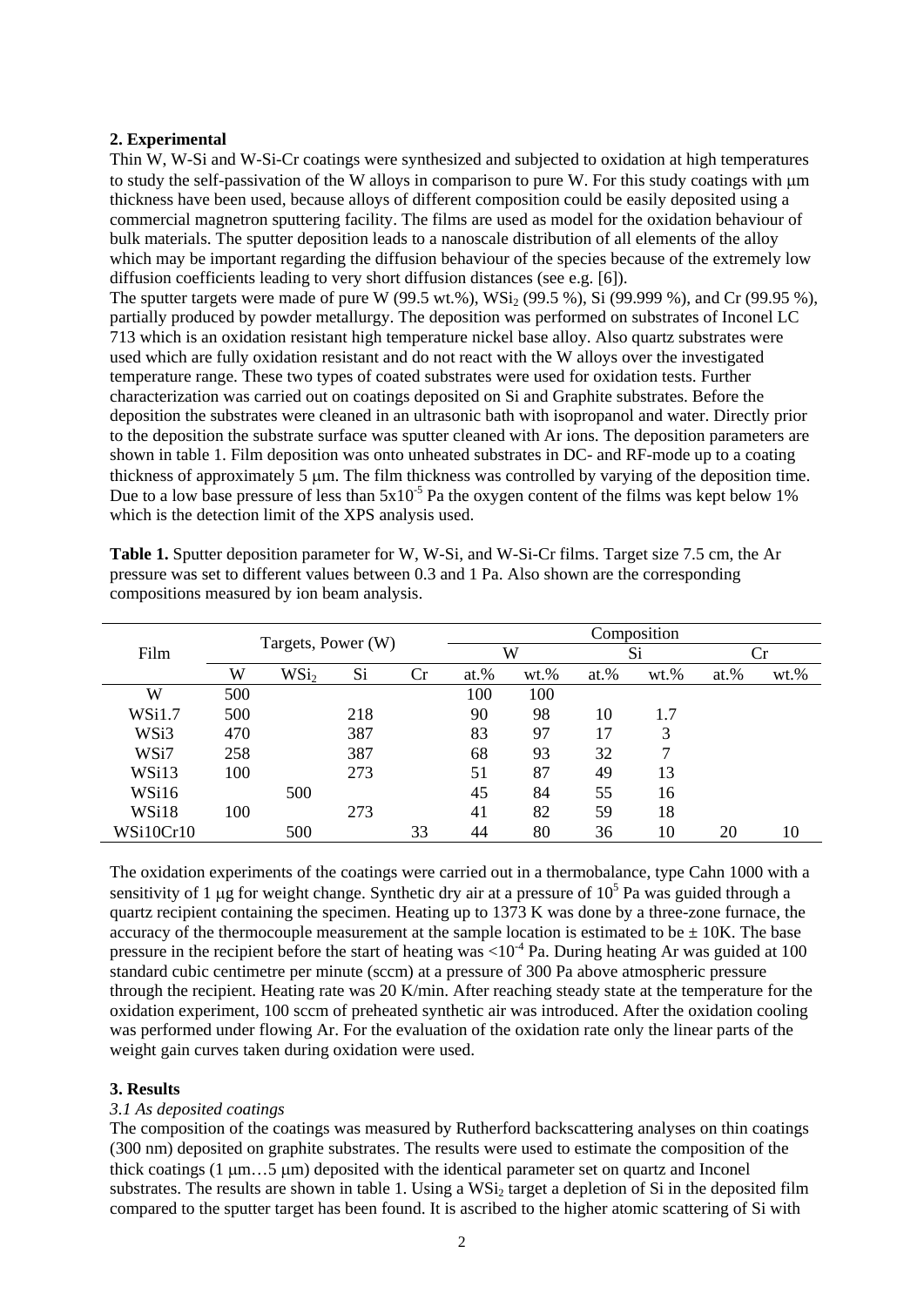## 2. Experimental

Thin W, W-Si and W-Si-Cr coatings were synthesized and subjected to oxidation at high temperatures to study the self-passivation of the W alloys in comparison to pure W. For this study coatings with μm thickness have been used, because alloys of different composition could be easily deposited using a commercial magnetron sputtering facility. The films are used as model for the oxidation behaviour of bulk materials. The sputter deposition leads to a nanoscale distribution of all elements of the alloy which may be important regarding the diffusion behaviour of the species because of the extremely low diffusion coefficients leading to very short diffusion distances (see e.g. [6]).

The sputter targets were made of pure W (99.5 wt.%), $WSi_2$ (99.5 %), Si (99.999 %), and Cr (99.95 %), partially produced by powder metallurgy. The deposition was performed on substrates of Inconel LC 713 which is an oxidation resistant high temperature nickel base alloy. Also quartz substrates were used which are fully oxidation resistant and do not react with the W alloys over the investigated temperature range. These two types of coated substrates were used for oxidation tests. Further characterization was carried out on coatings deposited on Si and Graphite substrates. Before the deposition the substrates were cleaned in an ultrasonic bath with isopropanol and water. Directly prior to the deposition the substrate surface was sputter cleaned with Ar ions. The deposition parameters are shown in table 1. Film deposition was onto unheated substrates in DC- and RF-mode up to a coating thickness of approximately 5 μm. The film thickness was controlled by varying of the deposition time. Due to a low base pressure of less than $5 \times 10^{-5}$ Pa the oxygen content of the films was kept below 1% which is the detection limit of the XPS analysis used.

**Table 1.** Sputter deposition parameter for W, W-Si, and W-Si-Cr films. Target size 7.5 cm, the Ar pressure was set to different values between 0.3 and 1 Pa. Also shown are the corresponding compositions measured by ion beam analysis.

| Film | Targets, Power (W) | | | | Composition | | | | | |
|---|---|---|---|---|---|---|---|---|---|---|
| | | | | | W | | Si | | Cr | |
| | W | $WSi_2$ | Si | Cr | at.% | wt.% | at.% | wt.% | at.% | wt.% |
| W | 500 | | | | 100 | 100 | | | | |
| WSi1.7 | 500 | | 218 | | 90 | 98 | 10 | 1.7 | | |
| WSi3 | 470 | | 387 | | 83 | 97 | 17 | 3 | | |
| WSi7 | 258 | | 387 | | 68 | 93 | 32 | 7 | | |
| WSi13 | 100 | | 273 | | 51 | 87 | 49 | 13 | | |
| WSi16 | | 500 | | | 45 | 84 | 55 | 16 | | |
| WSi18 | 100 | | 273 | | 41 | 82 | 59 | 18 | | |
| WSi10Cr10 | | 500 | | 33 | 44 | 80 | 36 | 10 | 20 | 10 |

The oxidation experiments of the coatings were carried out in a thermobalance, type Cahn 1000 with a sensitivity of 1 μg for weight change. Synthetic dry air at a pressure of $10^5$ Pa was guided through a quartz recipient containing the specimen. Heating up to 1373 K was done by a three-zone furnace, the accuracy of the thermocouple measurement at the sample location is estimated to be ± 10K. The base pressure in the recipient before the start of heating was $<10^{-4}$ Pa. During heating Ar was guided at 100 standard cubic centimetre per minute (sccm) at a pressure of 300 Pa above atmospheric pressure through the recipient. Heating rate was 20 K/min. After reaching steady state at the temperature for the oxidation experiment, 100 sccm of preheated synthetic air was introduced. After the oxidation cooling was performed under flowing Ar. For the evaluation of the oxidation rate only the linear parts of the weight gain curves taken during oxidation were used.

## 3. Results

### *3.1 As deposited coatings*

The composition of the coatings was measured by Rutherford backscattering analyses on thin coatings (300 nm) deposited on graphite substrates. The results were used to estimate the composition of the thick coatings (1 μm…5 μm) deposited with the identical parameter set on quartz and Inconel substrates. The results are shown in table 1. Using a $WSi_2$ target a depletion of Si in the deposited film compared to the sputter target has been found. It is ascribed to the higher atomic scattering of Si with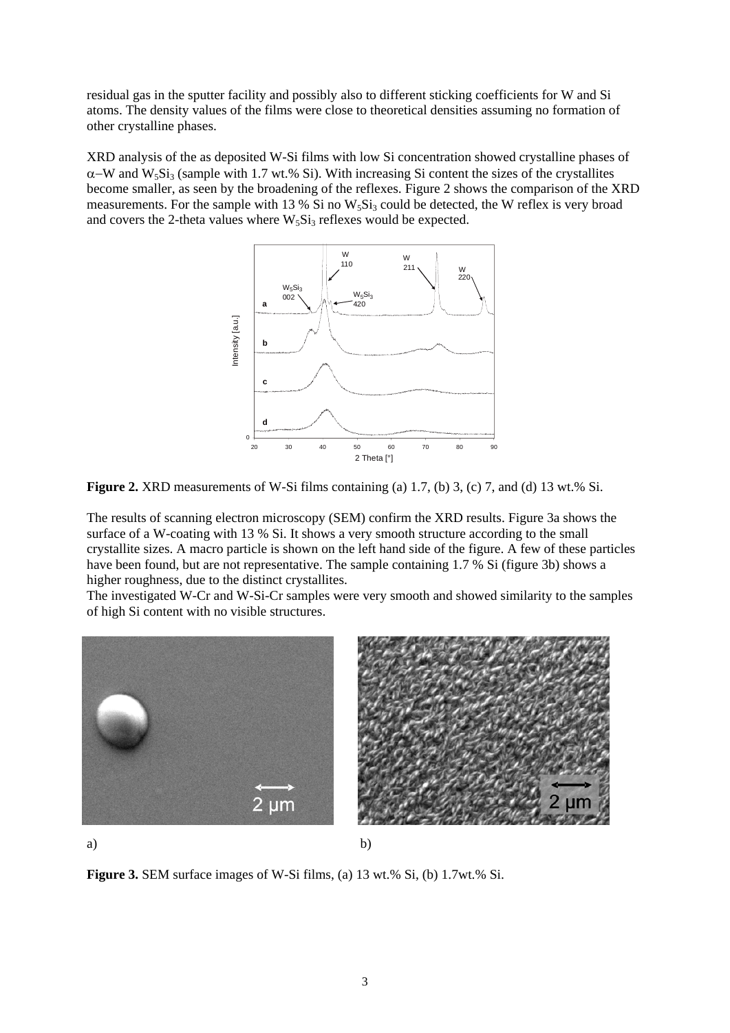residual gas in the sputter facility and possibly also to different sticking coefficients for W and Si atoms. The density values of the films were close to theoretical densities assuming no formation of other crystalline phases.

XRD analysis of the as deposited W-Si films with low Si concentration showed crystalline phases of $\alpha$–W and $W_5Si_3$ (sample with 1.7 wt.% Si). With increasing Si content the sizes of the crystallites become smaller, as seen by the broadening of the reflexes. Figure 2 shows the comparison of the XRD measurements. For the sample with 13 % Si no $W_5Si_3$ could be detected, the W reflex is very broad and covers the 2-theta values where $W_5Si_3$ reflexes would be expected.

**Figure 2.** XRD measurements of W-Si films containing (a) 1.7, (b) 3, (c) 7, and (d) 13 wt.% Si.

The results of scanning electron microscopy (SEM) confirm the XRD results. Figure 3a shows the surface of a W-coating with 13 % Si. It shows a very smooth structure according to the small crystallite sizes. A macro particle is shown on the left hand side of the figure. A few of these particles have been found, but are not representative. The sample containing 1.7 % Si (figure 3b) shows a higher roughness, due to the distinct crystallites.
The investigated W-Cr and W-Si-Cr samples were very smooth and showed similarity to the samples of high Si content with no visible structures.

a) b)

**Figure 3.** SEM surface images of W-Si films, (a) 13 wt.% Si, (b) 1.7wt.% Si.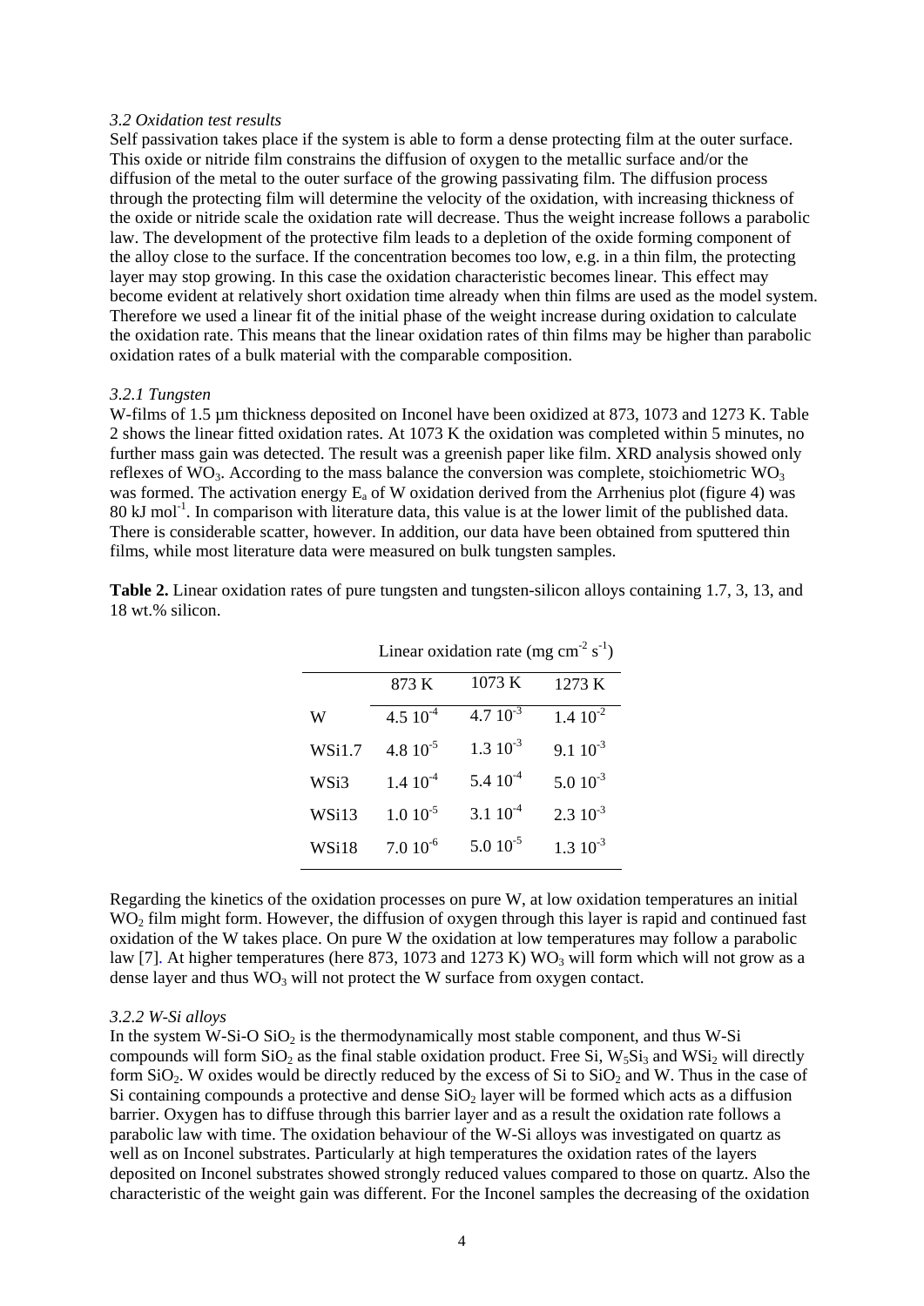### *3.2 Oxidation test results*

Self passivation takes place if the system is able to form a dense protecting film at the outer surface. This oxide or nitride film constrains the diffusion of oxygen to the metallic surface and/or the diffusion of the metal to the outer surface of the growing passivating film. The diffusion process through the protecting film will determine the velocity of the oxidation, with increasing thickness of the oxide or nitride scale the oxidation rate will decrease. Thus the weight increase follows a parabolic law. The development of the protective film leads to a depletion of the oxide forming component of the alloy close to the surface. If the concentration becomes too low, e.g. in a thin film, the protecting layer may stop growing. In this case the oxidation characteristic becomes linear. This effect may become evident at relatively short oxidation time already when thin films are used as the model system. Therefore we used a linear fit of the initial phase of the weight increase during oxidation to calculate the oxidation rate. This means that the linear oxidation rates of thin films may be higher than parabolic oxidation rates of a bulk material with the comparable composition.

#### *3.2.1 Tungsten*

W-films of 1.5 µm thickness deposited on Inconel have been oxidized at 873, 1073 and 1273 K. Table 2 shows the linear fitted oxidation rates. At 1073 K the oxidation was completed within 5 minutes, no further mass gain was detected. The result was a greenish paper like film. XRD analysis showed only reflexes of $WO_3$. According to the mass balance the conversion was complete, stoichiometric $WO_3$ was formed. The activation energy $E_a$ of W oxidation derived from the Arrhenius plot (figure 4) was 80 kJ mol$^{-1}$. In comparison with literature data, this value is at the lower limit of the published data. There is considerable scatter, however. In addition, our data have been obtained from sputtered thin films, while most literature data were measured on bulk tungsten samples.

**Table 2.** Linear oxidation rates of pure tungsten and tungsten-silicon alloys containing 1.7, 3, 13, and 18 wt.% silicon.

| | Linear oxidation rate (mg cm$^{-2}$ s$^{-1}$) | | |
|---|---|---|---|
| | 873 K | 1073 K | 1273 K |
| W | 4.5 $10^{-4}$ | 4.7 $10^{-3}$ | 1.4 $10^{-2}$ |
| WSi1.7 | 4.8 $10^{-5}$ | 1.3 $10^{-3}$ | 9.1 $10^{-3}$ |
| WSi3 | 1.4 $10^{-4}$ | 5.4 $10^{-4}$ | 5.0 $10^{-3}$ |
| WSi13 | 1.0 $10^{-5}$ | 3.1 $10^{-4}$ | 2.3 $10^{-3}$ |
| WSi18 | 7.0 $10^{-6}$ | 5.0 $10^{-5}$ | 1.3 $10^{-3}$ |

Regarding the kinetics of the oxidation processes on pure W, at low oxidation temperatures an initial $WO_2$ film might form. However, the diffusion of oxygen through this layer is rapid and continued fast oxidation of the W takes place. On pure W the oxidation at low temperatures may follow a parabolic law [7]. At higher temperatures (here 873, 1073 and 1273 K) $WO_3$ will form which will not grow as a dense layer and thus $WO_3$ will not protect the W surface from oxygen contact.

#### *3.2.2 W-Si alloys*

In the system W-Si-O $SiO_2$ is the thermodynamically most stable component, and thus W-Si compounds will form $SiO_2$ as the final stable oxidation product. Free Si, $W_5Si_3$ and $WSi_2$ will directly form $SiO_2$. W oxides would be directly reduced by the excess of Si to $SiO_2$ and W. Thus in the case of Si containing compounds a protective and dense $SiO_2$ layer will be formed which acts as a diffusion barrier. Oxygen has to diffuse through this barrier layer and as a result the oxidation rate follows a parabolic law with time. The oxidation behaviour of the W-Si alloys was investigated on quartz as well as on Inconel substrates. Particularly at high temperatures the oxidation rates of the layers deposited on Inconel substrates showed strongly reduced values compared to those on quartz. Also the characteristic of the weight gain was different. For the Inconel samples the decreasing of the oxidation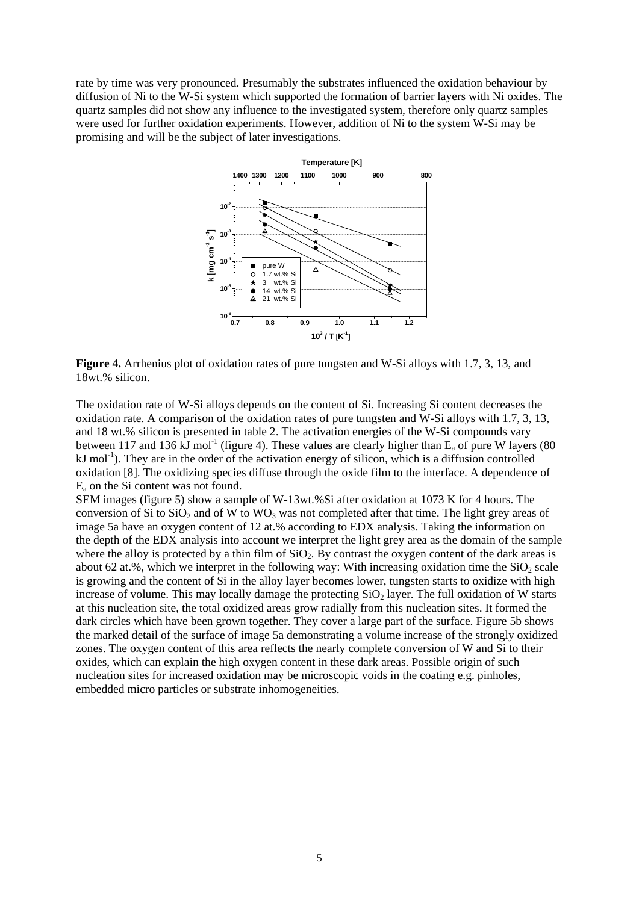rate by time was very pronounced. Presumably the substrates influenced the oxidation behaviour by diffusion of Ni to the W-Si system which supported the formation of barrier layers with Ni oxides. The quartz samples did not show any influence to the investigated system, therefore only quartz samples were used for further oxidation experiments. However, addition of Ni to the system W-Si may be promising and will be the subject of later investigations.

**Figure 4.** Arrhenius plot of oxidation rates of pure tungsten and W-Si alloys with 1.7, 3, 13, and 18wt.% silicon.

The oxidation rate of W-Si alloys depends on the content of Si. Increasing Si content decreases the oxidation rate. A comparison of the oxidation rates of pure tungsten and W-Si alloys with 1.7, 3, 13, and 18 wt.% silicon is presented in table 2. The activation energies of the W-Si compounds vary between 117 and 136 kJ mol$^{-1}$ (figure 4). These values are clearly higher than $E_a$ of pure W layers (80 kJ mol$^{-1}$). They are in the order of the activation energy of silicon, which is a diffusion controlled oxidation [8]. The oxidizing species diffuse through the oxide film to the interface. A dependence of $E_a$ on the Si content was not found.

SEM images (figure 5) show a sample of W-13wt.%Si after oxidation at 1073 K for 4 hours. The conversion of Si to $SiO_2$ and of W to $WO_3$ was not completed after that time. The light grey areas of image 5a have an oxygen content of 12 at.% according to EDX analysis. Taking the information on the depth of the EDX analysis into account we interpret the light grey area as the domain of the sample where the alloy is protected by a thin film of $SiO_2$. By contrast the oxygen content of the dark areas is about 62 at.%, which we interpret in the following way: With increasing oxidation time the $SiO_2$ scale is growing and the content of Si in the alloy layer becomes lower, tungsten starts to oxidize with high increase of volume. This may locally damage the protecting $SiO_2$ layer. The full oxidation of W starts at this nucleation site, the total oxidized areas grow radially from this nucleation sites. It formed the dark circles which have been grown together. They cover a large part of the surface. Figure 5b shows the marked detail of the surface of image 5a demonstrating a volume increase of the strongly oxidized zones. The oxygen content of this area reflects the nearly complete conversion of W and Si to their oxides, which can explain the high oxygen content in these dark areas. Possible origin of such nucleation sites for increased oxidation may be microscopic voids in the coating e.g. pinholes, embedded micro particles or substrate inhomogeneities.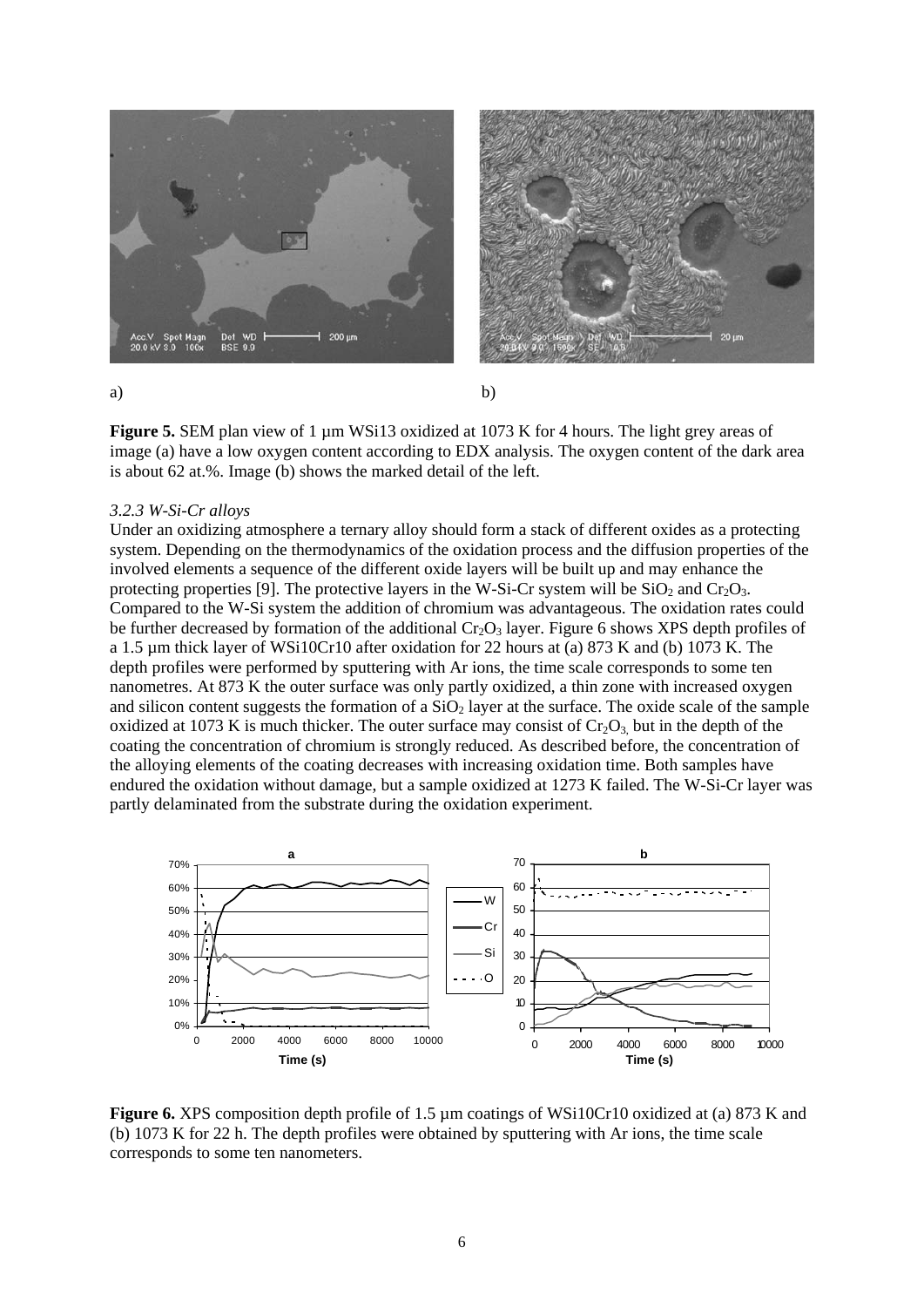a) b)

**Figure 5.** SEM plan view of 1 µm WSi13 oxidized at 1073 K for 4 hours. The light grey areas of image (a) have a low oxygen content according to EDX analysis. The oxygen content of the dark area is about 62 at.%. Image (b) shows the marked detail of the left.

### *3.2.3 W-Si-Cr alloys*

Under an oxidizing atmosphere a ternary alloy should form a stack of different oxides as a protecting system. Depending on the thermodynamics of the oxidation process and the diffusion properties of the involved elements a sequence of the different oxide layers will be built up and may enhance the protecting properties [9]. The protective layers in the W-Si-Cr system will be $SiO_2$ and $Cr_2O_3$. Compared to the W-Si system the addition of chromium was advantageous. The oxidation rates could be further decreased by formation of the additional $Cr_2O_3$ layer. Figure 6 shows XPS depth profiles of a 1.5 µm thick layer of WSi10Cr10 after oxidation for 22 hours at (a) 873 K and (b) 1073 K. The depth profiles were performed by sputtering with Ar ions, the time scale corresponds to some ten nanometres. At 873 K the outer surface was only partly oxidized, a thin zone with increased oxygen and silicon content suggests the formation of a $SiO_2$ layer at the surface. The oxide scale of the sample oxidized at 1073 K is much thicker. The outer surface may consist of $Cr_2O_3$, but in the depth of the coating the concentration of chromium is strongly reduced. As described before, the concentration of the alloying elements of the coating decreases with increasing oxidation time. Both samples have endured the oxidation without damage, but a sample oxidized at 1273 K failed. The W-Si-Cr layer was partly delaminated from the substrate during the oxidation experiment.

**Figure 6.** XPS composition depth profile of 1.5 µm coatings of WSi10Cr10 oxidized at (a) 873 K and (b) 1073 K for 22 h. The depth profiles were obtained by sputtering with Ar ions, the time scale corresponds to some ten nanometers.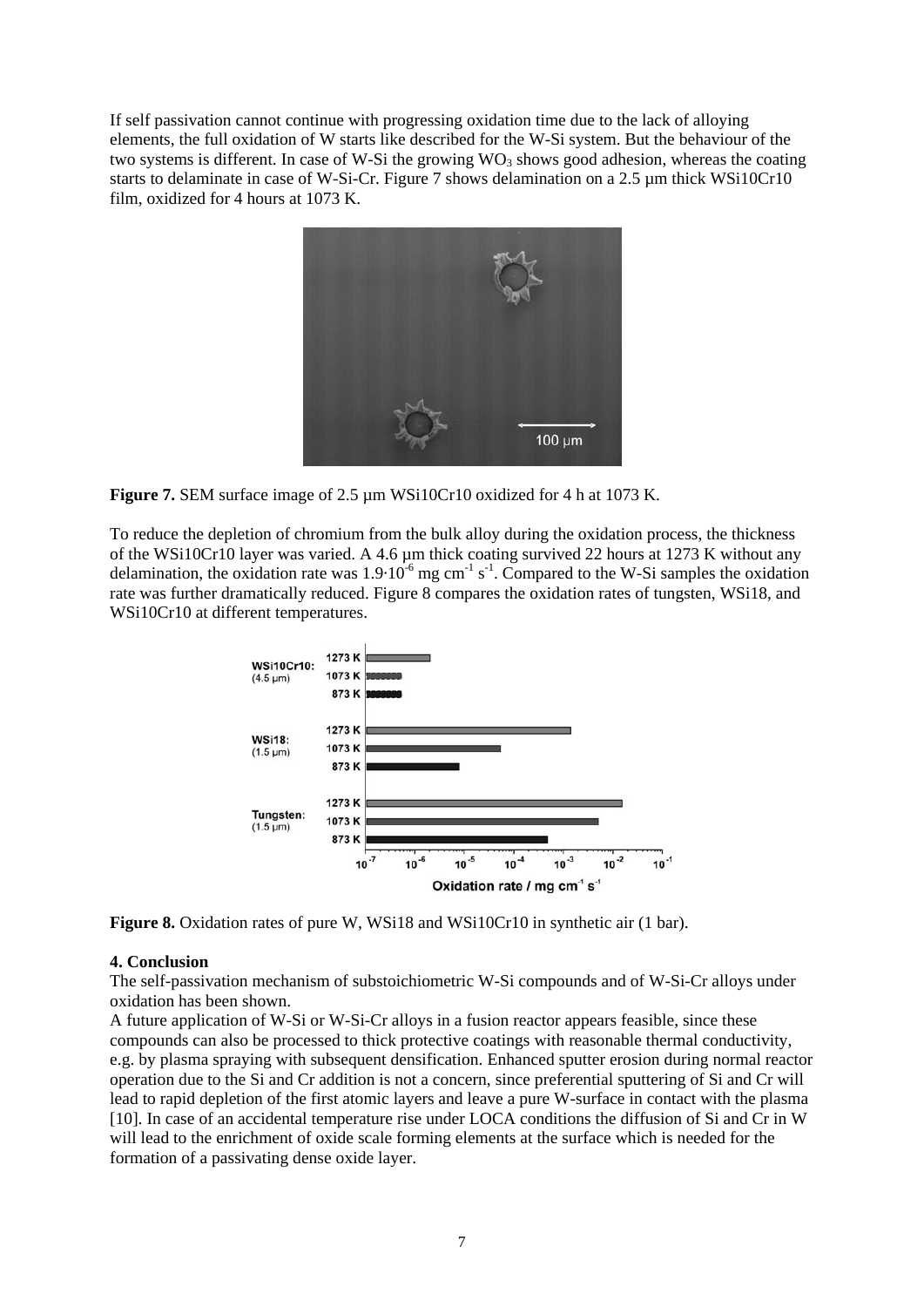If self passivation cannot continue with progressing oxidation time due to the lack of alloying elements, the full oxidation of W starts like described for the W-Si system. But the behaviour of the two systems is different. In case of W-Si the growing $WO_3$ shows good adhesion, whereas the coating starts to delaminate in case of W-Si-Cr. Figure 7 shows delamination on a 2.5 µm thick WSi10Cr10 film, oxidized for 4 hours at 1073 K.

**Figure 7.** SEM surface image of 2.5 µm WSi10Cr10 oxidized for 4 h at 1073 K.

To reduce the depletion of chromium from the bulk alloy during the oxidation process, the thickness of the WSi10Cr10 layer was varied. A 4.6 µm thick coating survived 22 hours at 1273 K without any delamination, the oxidation rate was $1.9 \cdot 10^{-6}$ mg cm$^{-1}$ s$^{-1}$. Compared to the W-Si samples the oxidation rate was further dramatically reduced. Figure 8 compares the oxidation rates of tungsten, WSi18, and WSi10Cr10 at different temperatures.

**Figure 8.** Oxidation rates of pure W, WSi18 and WSi10Cr10 in synthetic air (1 bar).

## 4. Conclusion

The self-passivation mechanism of substoichiometric W-Si compounds and of W-Si-Cr alloys under oxidation has been shown.

A future application of W-Si or W-Si-Cr alloys in a fusion reactor appears feasible, since these compounds can also be processed to thick protective coatings with reasonable thermal conductivity, e.g. by plasma spraying with subsequent densification. Enhanced sputter erosion during normal reactor operation due to the Si and Cr addition is not a concern, since preferential sputtering of Si and Cr will lead to rapid depletion of the first atomic layers and leave a pure W-surface in contact with the plasma [10]. In case of an accidental temperature rise under LOCA conditions the diffusion of Si and Cr in W will lead to the enrichment of oxide scale forming elements at the surface which is needed for the formation of a passivating dense oxide layer.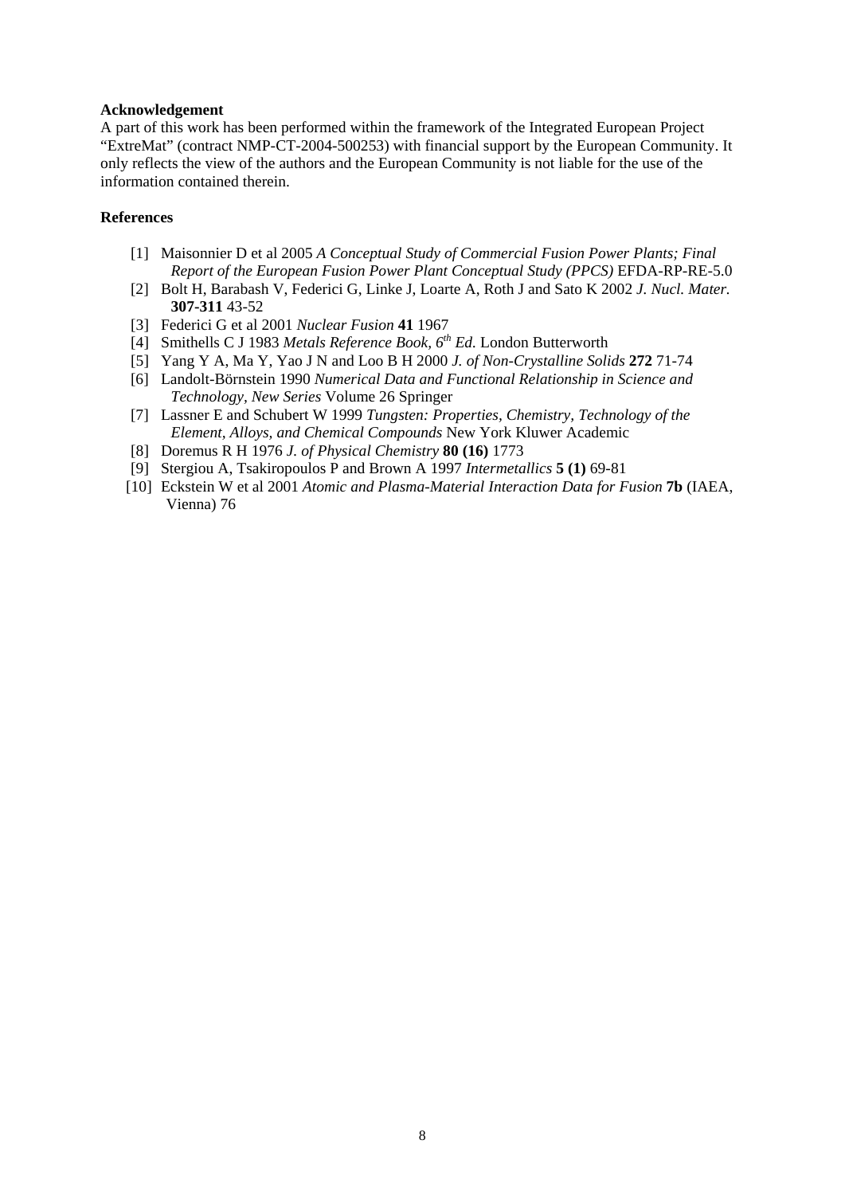**Acknowledgement**

A part of this work has been performed within the framework of the Integrated European Project "ExtreMat" (contract NMP-CT-2004-500253) with financial support by the European Community. It only reflects the view of the authors and the European Community is not liable for the use of the information contained therein.

**References**

[1] Maisonnier D et al 2005 *A Conceptual Study of Commercial Fusion Power Plants; Final Report of the European Fusion Power Plant Conceptual Study (PPCS)* EFDA-RP-RE-5.0

[2] Bolt H, Barabash V, Federici G, Linke J, Loarte A, Roth J and Sato K 2002 *J. Nucl. Mater.* **307-311** 43-52

[3] Federici G et al 2001 *Nuclear Fusion* **41** 1967

[4] Smithells C J 1983 *Metals Reference Book, 6th Ed.* London Butterworth

[5] Yang Y A, Ma Y, Yao J N and Loo B H 2000 *J. of Non-Crystalline Solids* **272** 71-74

[6] Landolt-Börnstein 1990 *Numerical Data and Functional Relationship in Science and Technology, New Series* Volume 26 Springer

[7] Lassner E and Schubert W 1999 *Tungsten: Properties, Chemistry, Technology of the Element, Alloys, and Chemical Compounds* New York Kluwer Academic

[8] Doremus R H 1976 *J. of Physical Chemistry* **80 (16)** 1773

[9] Stergiou A, Tsakiropoulos P and Brown A 1997 *Intermetallics* **5 (1)** 69-81

[10] Eckstein W et al 2001 *Atomic and Plasma-Material Interaction Data for Fusion* **7b** (IAEA, Vienna) 76